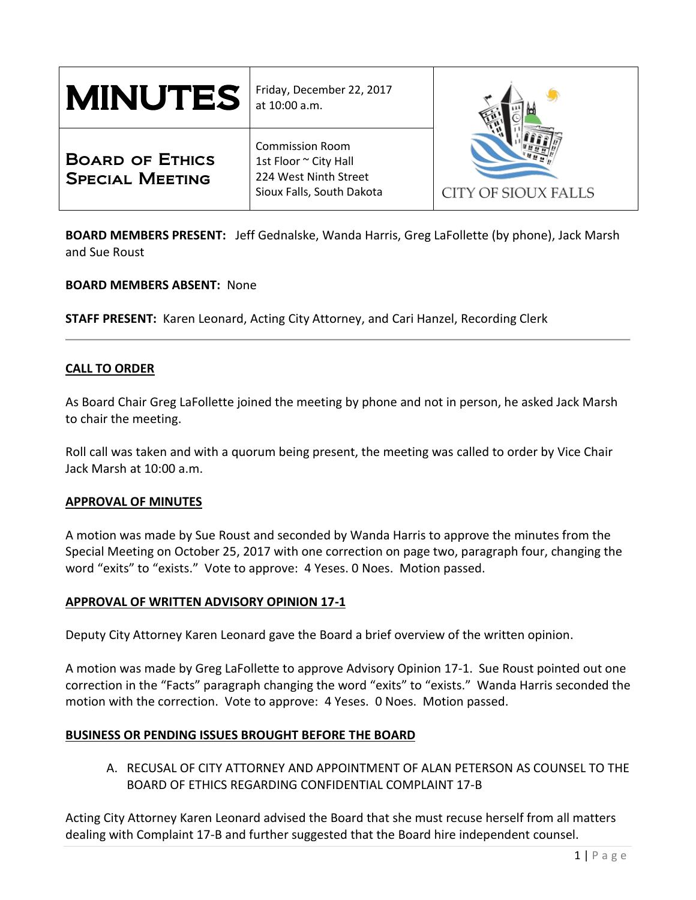| **MINUTES** | Friday, December 22, 2017 at 10:00 a.m. | CITY OF SIOUX FALLS |
|---|---|---|
| **Board of Ethics Special Meeting** | Commission Room<br>1st Floor ~ City Hall<br>224 West Ninth Street<br>Sioux Falls, South Dakota | |

**BOARD MEMBERS PRESENT:** Jeff Gednalske, Wanda Harris, Greg LaFollette (by phone), Jack Marsh and Sue Roust

**BOARD MEMBERS ABSENT:** None

**STAFF PRESENT:** Karen Leonard, Acting City Attorney, and Cari Hanzel, Recording Clerk

---

## CALL TO ORDER

As Board Chair Greg LaFollette joined the meeting by phone and not in person, he asked Jack Marsh to chair the meeting.

Roll call was taken and with a quorum being present, the meeting was called to order by Vice Chair Jack Marsh at 10:00 a.m.

## APPROVAL OF MINUTES

A motion was made by Sue Roust and seconded by Wanda Harris to approve the minutes from the Special Meeting on October 25, 2017 with one correction on page two, paragraph four, changing the word "exits" to "exists." Vote to approve: 4 Yeses. 0 Noes. Motion passed.

## APPROVAL OF WRITTEN ADVISORY OPINION 17-1

Deputy City Attorney Karen Leonard gave the Board a brief overview of the written opinion.

A motion was made by Greg LaFollette to approve Advisory Opinion 17-1. Sue Roust pointed out one correction in the "Facts" paragraph changing the word "exits" to "exists." Wanda Harris seconded the motion with the correction. Vote to approve: 4 Yeses. 0 Noes. Motion passed.

## BUSINESS OR PENDING ISSUES BROUGHT BEFORE THE BOARD

A. RECUSAL OF CITY ATTORNEY AND APPOINTMENT OF ALAN PETERSON AS COUNSEL TO THE BOARD OF ETHICS REGARDING CONFIDENTIAL COMPLAINT 17-B

Acting City Attorney Karen Leonard advised the Board that she must recuse herself from all matters dealing with Complaint 17-B and further suggested that the Board hire independent counsel.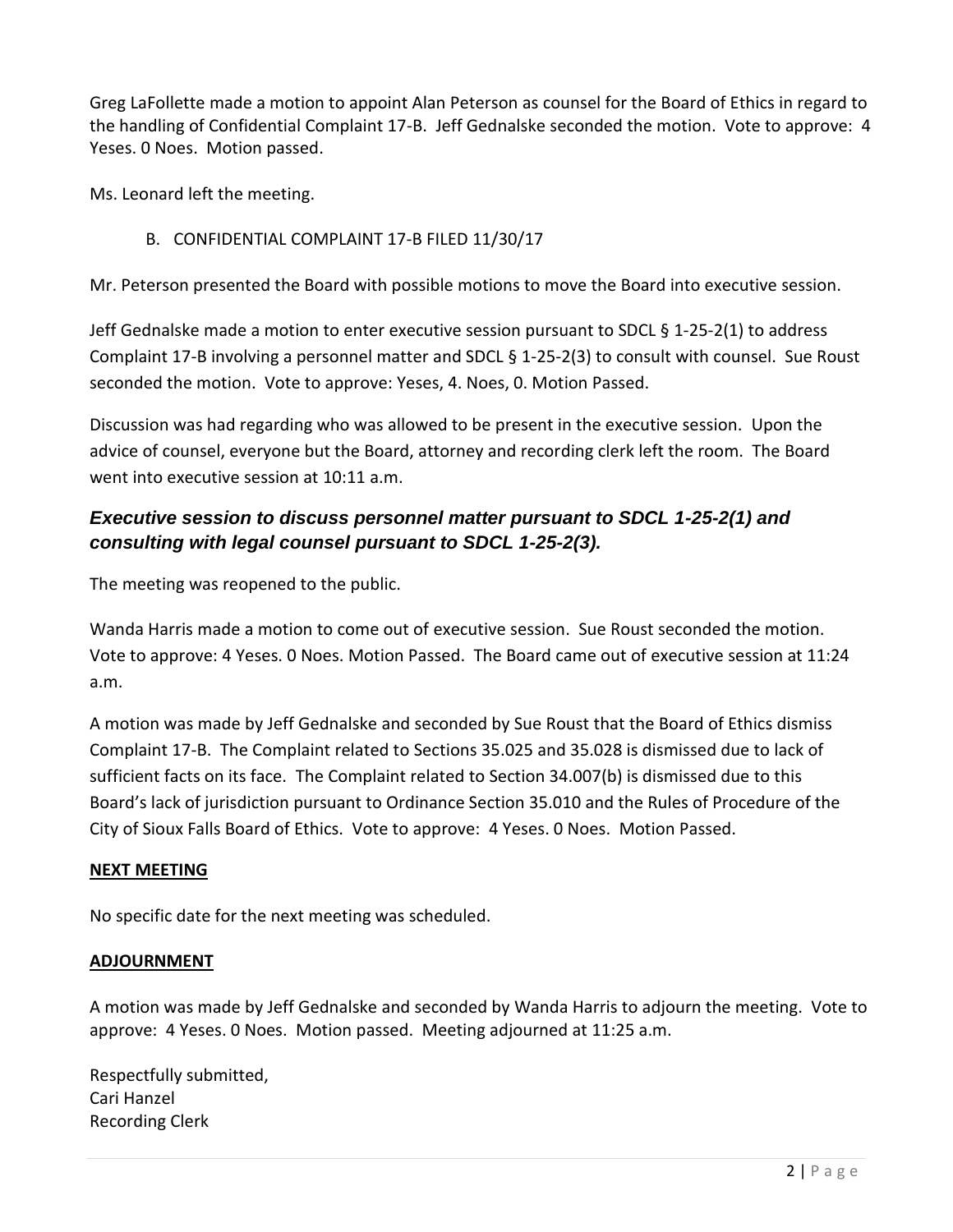Greg LaFollette made a motion to appoint Alan Peterson as counsel for the Board of Ethics in regard to the handling of Confidential Complaint 17-B. Jeff Gednalske seconded the motion. Vote to approve: 4 Yeses. 0 Noes. Motion passed.

Ms. Leonard left the meeting.

B. CONFIDENTIAL COMPLAINT 17-B FILED 11/30/17

Mr. Peterson presented the Board with possible motions to move the Board into executive session.

Jeff Gednalske made a motion to enter executive session pursuant to SDCL § 1-25-2(1) to address Complaint 17-B involving a personnel matter and SDCL § 1-25-2(3) to consult with counsel. Sue Roust seconded the motion. Vote to approve: Yeses, 4. Noes, 0. Motion Passed.

Discussion was had regarding who was allowed to be present in the executive session. Upon the advice of counsel, everyone but the Board, attorney and recording clerk left the room. The Board went into executive session at 10:11 a.m.

### ***Executive session to discuss personnel matter pursuant to SDCL 1-25-2(1) and consulting with legal counsel pursuant to SDCL 1-25-2(3).***

The meeting was reopened to the public.

Wanda Harris made a motion to come out of executive session. Sue Roust seconded the motion. Vote to approve: 4 Yeses. 0 Noes. Motion Passed. The Board came out of executive session at 11:24 a.m.

A motion was made by Jeff Gednalske and seconded by Sue Roust that the Board of Ethics dismiss Complaint 17-B. The Complaint related to Sections 35.025 and 35.028 is dismissed due to lack of sufficient facts on its face. The Complaint related to Section 34.007(b) is dismissed due to this Board's lack of jurisdiction pursuant to Ordinance Section 35.010 and the Rules of Procedure of the City of Sioux Falls Board of Ethics. Vote to approve: 4 Yeses. 0 Noes. Motion Passed.

**NEXT MEETING**

No specific date for the next meeting was scheduled.

**ADJOURNMENT**

A motion was made by Jeff Gednalske and seconded by Wanda Harris to adjourn the meeting. Vote to approve: 4 Yeses. 0 Noes. Motion passed. Meeting adjourned at 11:25 a.m.

Respectfully submitted,
Cari Hanzel
Recording Clerk